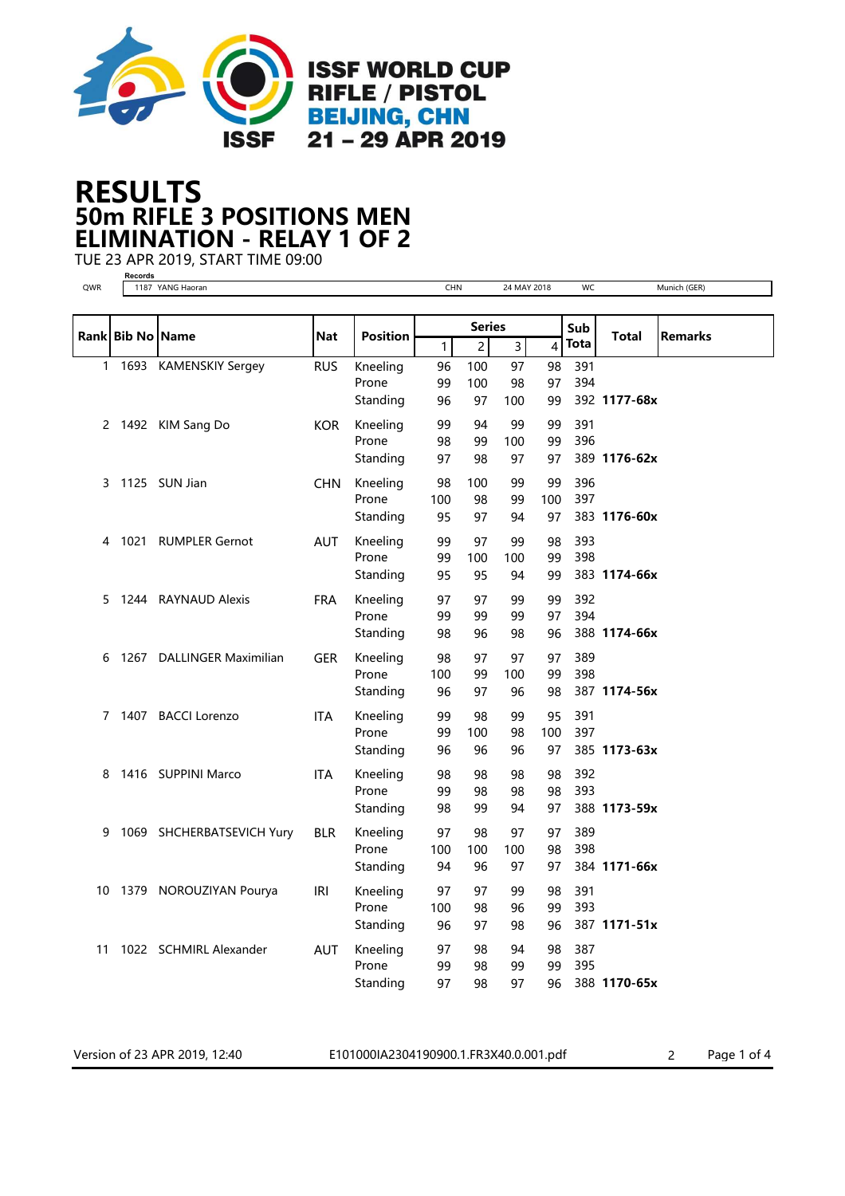ISSF WORLD CUP
RIFLE / PISTOL
BEIJING, CHN
21 – 29 APR 2019

# RESULTS
## 50m RIFLE 3 POSITIONS MEN
## ELIMINATION - RELAY 1 OF 2

TUE 23 APR 2019, START TIME 09:00

**Records**

| QWR | 1187 YANG Haoran | CHN | 24 MAY 2018 | WC | Munich (GER) |
|---|---|---|---|---|---|

| Rank | Bib No | Name | Nat | Position | Series 1 | 2 | 3 | 4 | Sub Total | Total | Remarks |
|---|---|---|---|---|---|---|---|---|---|---|---|
| 1 | 1693 | KAMENSKIY Sergey | RUS | Kneeling | 96 | 100 | 97 | 98 | 391 | | |
| | | | | Prone | 99 | 100 | 98 | 97 | 394 | | |
| | | | | Standing | 96 | 97 | 100 | 99 | 392 | **1177-68x** | |
| 2 | 1492 | KIM Sang Do | KOR | Kneeling | 99 | 94 | 99 | 99 | 391 | | |
| | | | | Prone | 98 | 99 | 100 | 99 | 396 | | |
| | | | | Standing | 97 | 98 | 97 | 97 | 389 | **1176-62x** | |
| 3 | 1125 | SUN Jian | CHN | Kneeling | 98 | 100 | 99 | 99 | 396 | | |
| | | | | Prone | 100 | 98 | 99 | 100 | 397 | | |
| | | | | Standing | 95 | 97 | 94 | 97 | 383 | **1176-60x** | |
| 4 | 1021 | RUMPLER Gernot | AUT | Kneeling | 99 | 97 | 99 | 98 | 393 | | |
| | | | | Prone | 99 | 100 | 100 | 99 | 398 | | |
| | | | | Standing | 95 | 95 | 94 | 99 | 383 | **1174-66x** | |
| 5 | 1244 | RAYNAUD Alexis | FRA | Kneeling | 97 | 97 | 99 | 99 | 392 | | |
| | | | | Prone | 99 | 99 | 99 | 97 | 394 | | |
| | | | | Standing | 98 | 96 | 98 | 96 | 388 | **1174-66x** | |
| 6 | 1267 | DALLINGER Maximilian | GER | Kneeling | 98 | 97 | 97 | 97 | 389 | | |
| | | | | Prone | 100 | 99 | 100 | 99 | 398 | | |
| | | | | Standing | 96 | 97 | 96 | 98 | 387 | **1174-56x** | |
| 7 | 1407 | BACCI Lorenzo | ITA | Kneeling | 99 | 98 | 99 | 95 | 391 | | |
| | | | | Prone | 99 | 100 | 98 | 100 | 397 | | |
| | | | | Standing | 96 | 96 | 96 | 97 | 385 | **1173-63x** | |
| 8 | 1416 | SUPPINI Marco | ITA | Kneeling | 98 | 98 | 98 | 98 | 392 | | |
| | | | | Prone | 99 | 98 | 98 | 98 | 393 | | |
| | | | | Standing | 98 | 99 | 94 | 97 | 388 | **1173-59x** | |
| 9 | 1069 | SHCHERBATSEVICH Yury | BLR | Kneeling | 97 | 98 | 97 | 97 | 389 | | |
| | | | | Prone | 100 | 100 | 100 | 98 | 398 | | |
| | | | | Standing | 94 | 96 | 97 | 97 | 384 | **1171-66x** | |
| 10 | 1379 | NOROUZIYAN Pourya | IRI | Kneeling | 97 | 97 | 99 | 98 | 391 | | |
| | | | | Prone | 100 | 98 | 96 | 99 | 393 | | |
| | | | | Standing | 96 | 97 | 98 | 96 | 387 | **1171-51x** | |
| 11 | 1022 | SCHMIRL Alexander | AUT | Kneeling | 97 | 98 | 94 | 98 | 387 | | |
| | | | | Prone | 99 | 98 | 99 | 99 | 395 | | |
| | | | | Standing | 97 | 98 | 97 | 96 | 388 | **1170-65x** | |

Version of 23 APR 2019, 12:40 E101000IA2304190900.1.FR3X40.0.001.pdf 2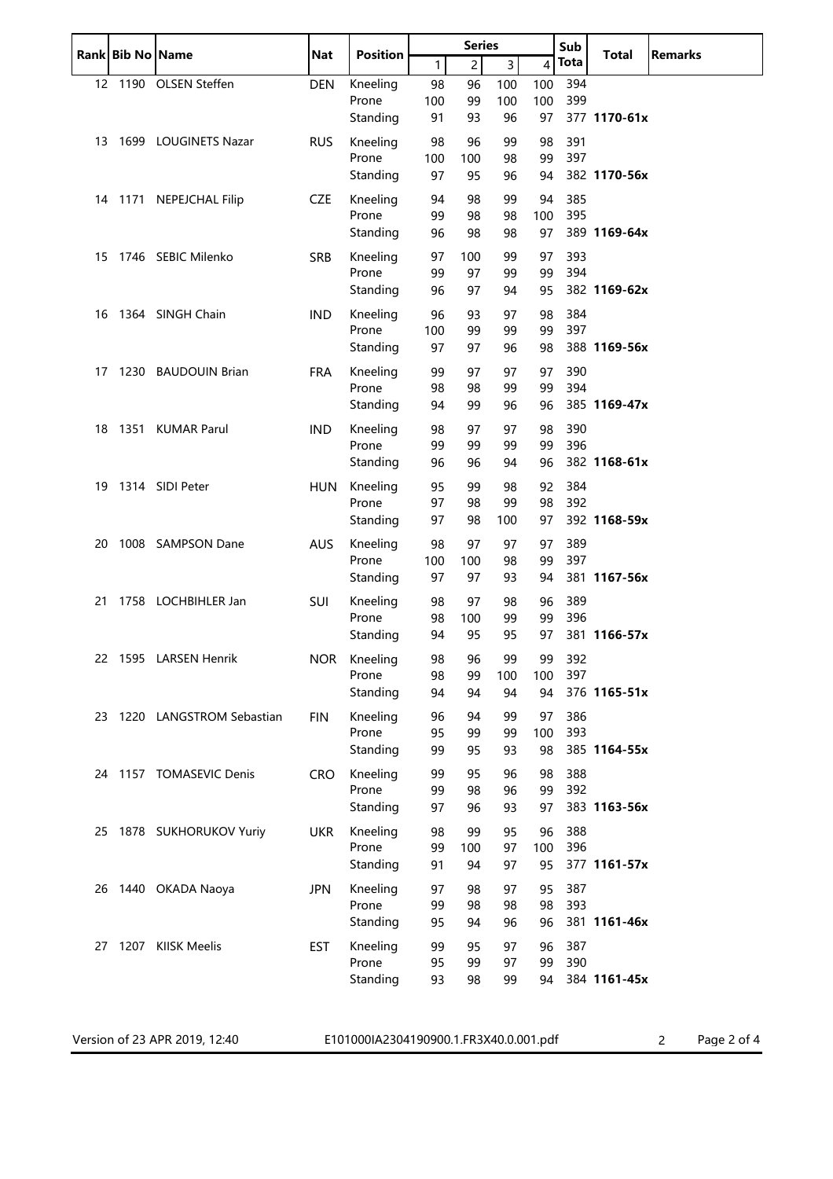| Rank | Bib No | Name | Nat | Position | Series | | | | Sub Tota | Total | Remarks |
|---|---|---|---|---|---|---|---|---|---|---|---|
| | | | | | 1 | 2 | 3 | 4 | | | |
| 12 | 1190 | OLSEN Steffen | DEN | Kneeling | 98 | 96 | 100 | 100 | 394 | | |
| | | | | Prone | 100 | 99 | 100 | 100 | 399 | | |
| | | | | Standing | 91 | 93 | 96 | 97 | 377 | **1170-61x** | |
| 13 | 1699 | LOUGINETS Nazar | RUS | Kneeling | 98 | 96 | 99 | 98 | 391 | | |
| | | | | Prone | 100 | 100 | 98 | 99 | 397 | | |
| | | | | Standing | 97 | 95 | 96 | 94 | 382 | **1170-56x** | |
| 14 | 1171 | NEPEJCHAL Filip | CZE | Kneeling | 94 | 98 | 99 | 94 | 385 | | |
| | | | | Prone | 99 | 98 | 98 | 100 | 395 | | |
| | | | | Standing | 96 | 98 | 98 | 97 | 389 | **1169-64x** | |
| 15 | 1746 | SEBIC Milenko | SRB | Kneeling | 97 | 100 | 99 | 97 | 393 | | |
| | | | | Prone | 99 | 97 | 99 | 99 | 394 | | |
| | | | | Standing | 96 | 97 | 94 | 95 | 382 | **1169-62x** | |
| 16 | 1364 | SINGH Chain | IND | Kneeling | 96 | 93 | 97 | 98 | 384 | | |
| | | | | Prone | 100 | 99 | 99 | 99 | 397 | | |
| | | | | Standing | 97 | 97 | 96 | 98 | 388 | **1169-56x** | |
| 17 | 1230 | BAUDOUIN Brian | FRA | Kneeling | 99 | 97 | 97 | 97 | 390 | | |
| | | | | Prone | 98 | 98 | 99 | 99 | 394 | | |
| | | | | Standing | 94 | 99 | 96 | 96 | 385 | **1169-47x** | |
| 18 | 1351 | KUMAR Parul | IND | Kneeling | 98 | 97 | 97 | 98 | 390 | | |
| | | | | Prone | 99 | 99 | 99 | 99 | 396 | | |
| | | | | Standing | 96 | 96 | 94 | 96 | 382 | **1168-61x** | |
| 19 | 1314 | SIDI Peter | HUN | Kneeling | 95 | 99 | 98 | 92 | 384 | | |
| | | | | Prone | 97 | 98 | 99 | 98 | 392 | | |
| | | | | Standing | 97 | 98 | 100 | 97 | 392 | **1168-59x** | |
| 20 | 1008 | SAMPSON Dane | AUS | Kneeling | 98 | 97 | 97 | 97 | 389 | | |
| | | | | Prone | 100 | 100 | 98 | 99 | 397 | | |
| | | | | Standing | 97 | 97 | 93 | 94 | 381 | **1167-56x** | |
| 21 | 1758 | LOCHBIHLER Jan | SUI | Kneeling | 98 | 97 | 98 | 96 | 389 | | |
| | | | | Prone | 98 | 100 | 99 | 99 | 396 | | |
| | | | | Standing | 94 | 95 | 95 | 97 | 381 | **1166-57x** | |
| 22 | 1595 | LARSEN Henrik | NOR | Kneeling | 98 | 96 | 99 | 99 | 392 | | |
| | | | | Prone | 98 | 99 | 100 | 100 | 397 | | |
| | | | | Standing | 94 | 94 | 94 | 94 | 376 | **1165-51x** | |
| 23 | 1220 | LANGSTROM Sebastian | FIN | Kneeling | 96 | 94 | 99 | 97 | 386 | | |
| | | | | Prone | 95 | 99 | 99 | 100 | 393 | | |
| | | | | Standing | 99 | 95 | 93 | 98 | 385 | **1164-55x** | |
| 24 | 1157 | TOMASEVIC Denis | CRO | Kneeling | 99 | 95 | 96 | 98 | 388 | | |
| | | | | Prone | 99 | 98 | 96 | 99 | 392 | | |
| | | | | Standing | 97 | 96 | 93 | 97 | 383 | **1163-56x** | |
| 25 | 1878 | SUKHORUKOV Yuriy | UKR | Kneeling | 98 | 99 | 95 | 96 | 388 | | |
| | | | | Prone | 99 | 100 | 97 | 100 | 396 | | |
| | | | | Standing | 91 | 94 | 97 | 95 | 377 | **1161-57x** | |
| 26 | 1440 | OKADA Naoya | JPN | Kneeling | 97 | 98 | 97 | 95 | 387 | | |
| | | | | Prone | 99 | 98 | 98 | 98 | 393 | | |
| | | | | Standing | 95 | 94 | 96 | 96 | 381 | **1161-46x** | |
| 27 | 1207 | KIISK Meelis | EST | Kneeling | 99 | 95 | 97 | 96 | 387 | | |
| | | | | Prone | 95 | 99 | 97 | 99 | 390 | | |
| | | | | Standing | 93 | 98 | 99 | 94 | 384 | **1161-45x** | |

Version of 23 APR 2019, 12:40 E101000IA2304190900.1.FR3X40.0.001.pdf 2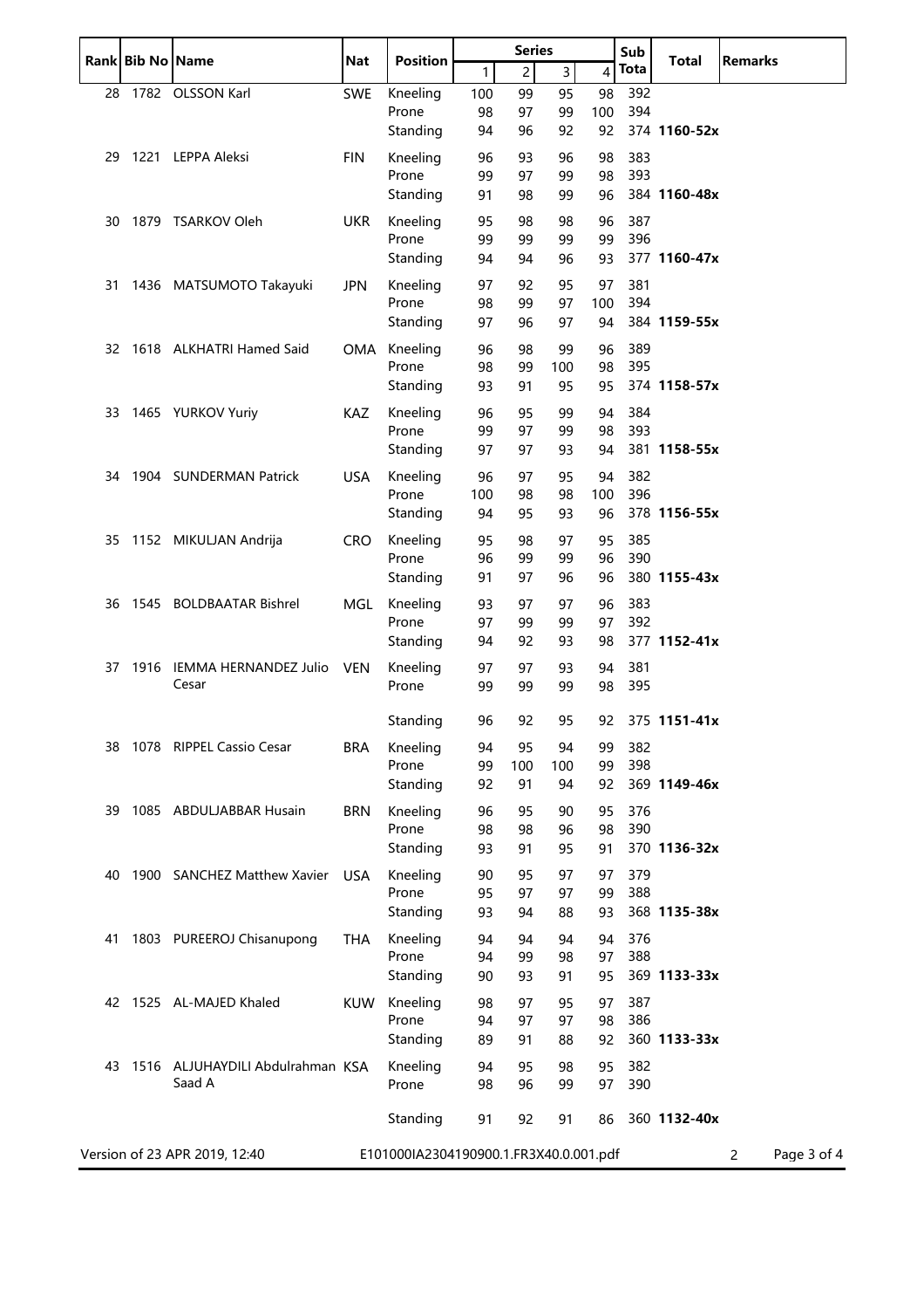| Rank | Bib No | Name | Nat | Position | Series 1 | 2 | 3 | 4 | Sub Tota | Total | Remarks |
|---|---|---|---|---|---|---|---|---|---|---|---|
| 28 | 1782 | OLSSON Karl | SWE | Kneeling | 100 | 99 | 95 | 98 | 392 | | |
| | | | | Prone | 98 | 97 | 99 | 100 | 394 | | |
| | | | | Standing | 94 | 96 | 92 | 92 | 374 | **1160-52x** | |
| 29 | 1221 | LEPPA Aleksi | FIN | Kneeling | 96 | 93 | 96 | 98 | 383 | | |
| | | | | Prone | 99 | 97 | 99 | 98 | 393 | | |
| | | | | Standing | 91 | 98 | 99 | 96 | 384 | **1160-48x** | |
| 30 | 1879 | TSARKOV Oleh | UKR | Kneeling | 95 | 98 | 98 | 96 | 387 | | |
| | | | | Prone | 99 | 99 | 99 | 99 | 396 | | |
| | | | | Standing | 94 | 94 | 96 | 93 | 377 | **1160-47x** | |
| 31 | 1436 | MATSUMOTO Takayuki | JPN | Kneeling | 97 | 92 | 95 | 97 | 381 | | |
| | | | | Prone | 98 | 99 | 97 | 100 | 394 | | |
| | | | | Standing | 97 | 96 | 97 | 94 | 384 | **1159-55x** | |
| 32 | 1618 | ALKHATRI Hamed Said | OMA | Kneeling | 96 | 98 | 99 | 96 | 389 | | |
| | | | | Prone | 98 | 99 | 100 | 98 | 395 | | |
| | | | | Standing | 93 | 91 | 95 | 95 | 374 | **1158-57x** | |
| 33 | 1465 | YURKOV Yuriy | KAZ | Kneeling | 96 | 95 | 99 | 94 | 384 | | |
| | | | | Prone | 99 | 97 | 99 | 98 | 393 | | |
| | | | | Standing | 97 | 97 | 93 | 94 | 381 | **1158-55x** | |
| 34 | 1904 | SUNDERMAN Patrick | USA | Kneeling | 96 | 97 | 95 | 94 | 382 | | |
| | | | | Prone | 100 | 98 | 98 | 100 | 396 | | |
| | | | | Standing | 94 | 95 | 93 | 96 | 378 | **1156-55x** | |
| 35 | 1152 | MIKULJAN Andrija | CRO | Kneeling | 95 | 98 | 97 | 95 | 385 | | |
| | | | | Prone | 96 | 99 | 99 | 96 | 390 | | |
| | | | | Standing | 91 | 97 | 96 | 96 | 380 | **1155-43x** | |
| 36 | 1545 | BOLDBAATAR Bishrel | MGL | Kneeling | 93 | 97 | 97 | 96 | 383 | | |
| | | | | Prone | 97 | 99 | 99 | 97 | 392 | | |
| | | | | Standing | 94 | 92 | 93 | 98 | 377 | **1152-41x** | |
| 37 | 1916 | IEMMA HERNANDEZ Julio Cesar | VEN | Kneeling | 97 | 97 | 93 | 94 | 381 | | |
| | | | | Prone | 99 | 99 | 99 | 98 | 395 | | |
| | | | | Standing | 96 | 92 | 95 | 92 | 375 | **1151-41x** | |
| 38 | 1078 | RIPPEL Cassio Cesar | BRA | Kneeling | 94 | 95 | 94 | 99 | 382 | | |
| | | | | Prone | 99 | 100 | 100 | 99 | 398 | | |
| | | | | Standing | 92 | 91 | 94 | 92 | 369 | **1149-46x** | |
| 39 | 1085 | ABDULJABBAR Husain | BRN | Kneeling | 96 | 95 | 90 | 95 | 376 | | |
| | | | | Prone | 98 | 98 | 96 | 98 | 390 | | |
| | | | | Standing | 93 | 91 | 95 | 91 | 370 | **1136-32x** | |
| 40 | 1900 | SANCHEZ Matthew Xavier | USA | Kneeling | 90 | 95 | 97 | 97 | 379 | | |
| | | | | Prone | 95 | 97 | 97 | 99 | 388 | | |
| | | | | Standing | 93 | 94 | 88 | 93 | 368 | **1135-38x** | |
| 41 | 1803 | PUREEROJ Chisanupong | THA | Kneeling | 94 | 94 | 94 | 94 | 376 | | |
| | | | | Prone | 94 | 99 | 98 | 97 | 388 | | |
| | | | | Standing | 90 | 93 | 91 | 95 | 369 | **1133-33x** | |
| 42 | 1525 | AL-MAJED Khaled | KUW | Kneeling | 98 | 97 | 95 | 97 | 387 | | |
| | | | | Prone | 94 | 97 | 97 | 98 | 386 | | |
| | | | | Standing | 89 | 91 | 88 | 92 | 360 | **1133-33x** | |
| 43 | 1516 | ALJUHAYDILI Abdulrahman Saad A | KSA | Kneeling | 94 | 95 | 98 | 95 | 382 | | |
| | | | | Prone | 98 | 96 | 99 | 97 | 390 | | |
| | | | | Standing | 91 | 92 | 91 | 86 | 360 | **1132-40x** | |

Version of 23 APR 2019, 12:40 E101000IA2304190900.1.FR3X40.0.001.pdf 2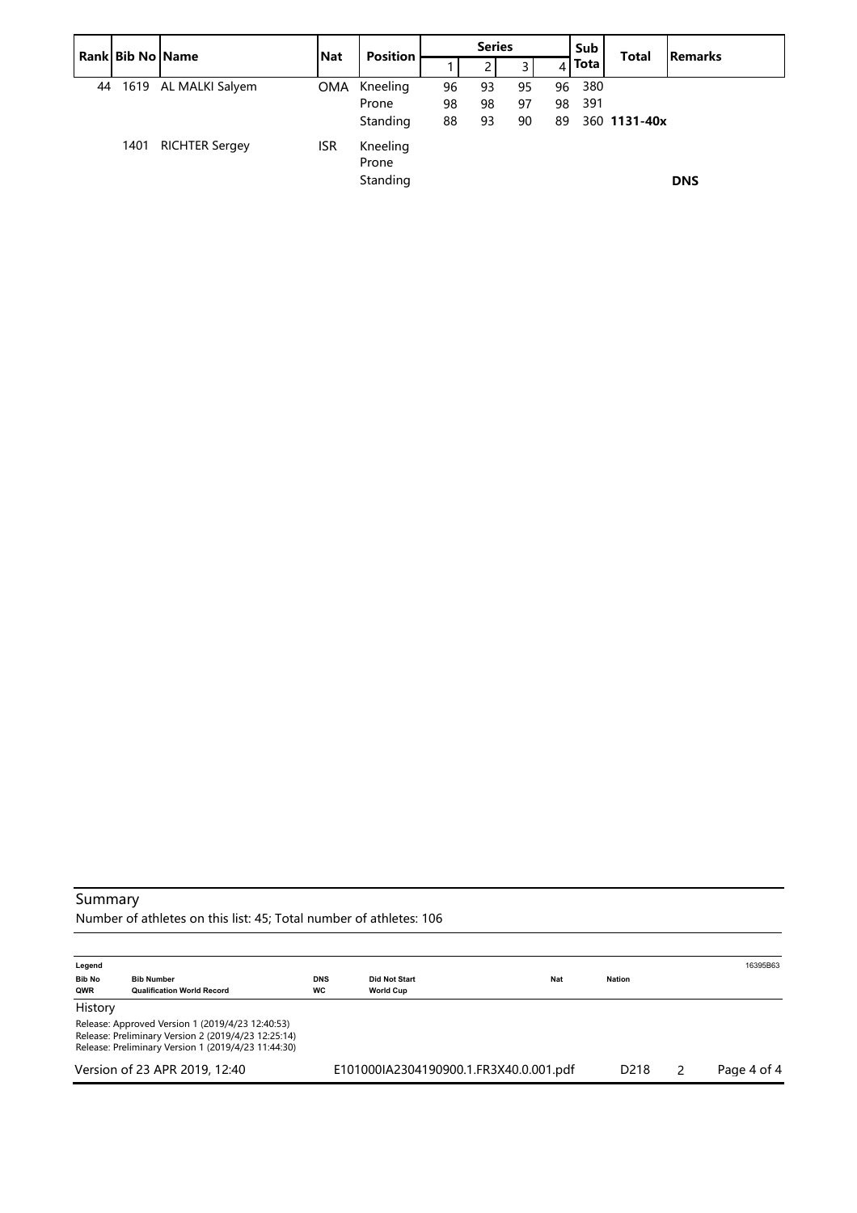| Rank | Bib No | Name | Nat | Position | Series | | | | Sub Total | Total | Remarks |
|---|---|---|---|---|---|---|---|---|---|---|---|
| | | | | | 1 | 2 | 3 | 4 | | | |
| 44 | 1619 | AL MALKI Salyem | OMA | Kneeling | 96 | 93 | 95 | 96 | 380 | | |
| | | | | Prone | 98 | 98 | 97 | 98 | 391 | | |
| | | | | Standing | 88 | 93 | 90 | 89 | 360 | **1131-40x** | |
| | 1401 | RICHTER Sergey | ISR | Kneeling | | | | | | | |
| | | | | Prone | | | | | | | |
| | | | | Standing | | | | | | | **DNS** |

## Summary

Number of athletes on this list: 45; Total number of athletes: 106

**Legend**

| | | | | | |
|---|---|---|---|---|---|
| **Bib No** | **Bib Number** | **DNS** | **Did Not Start** | **Nat** | **Nation** |
| **QWR** | **Qualification World Record** | **WC** | **World Cup** | | |

16395B63

History

Release: Approved Version 1 (2019/4/23 12:40:53)
Release: Preliminary Version 2 (2019/4/23 12:25:14)
Release: Preliminary Version 1 (2019/4/23 11:44:30)

Version of 23 APR 2019, 12:40 — E101000IA2304190900.1.FR3X40.0.001.pdf — D218 — 2